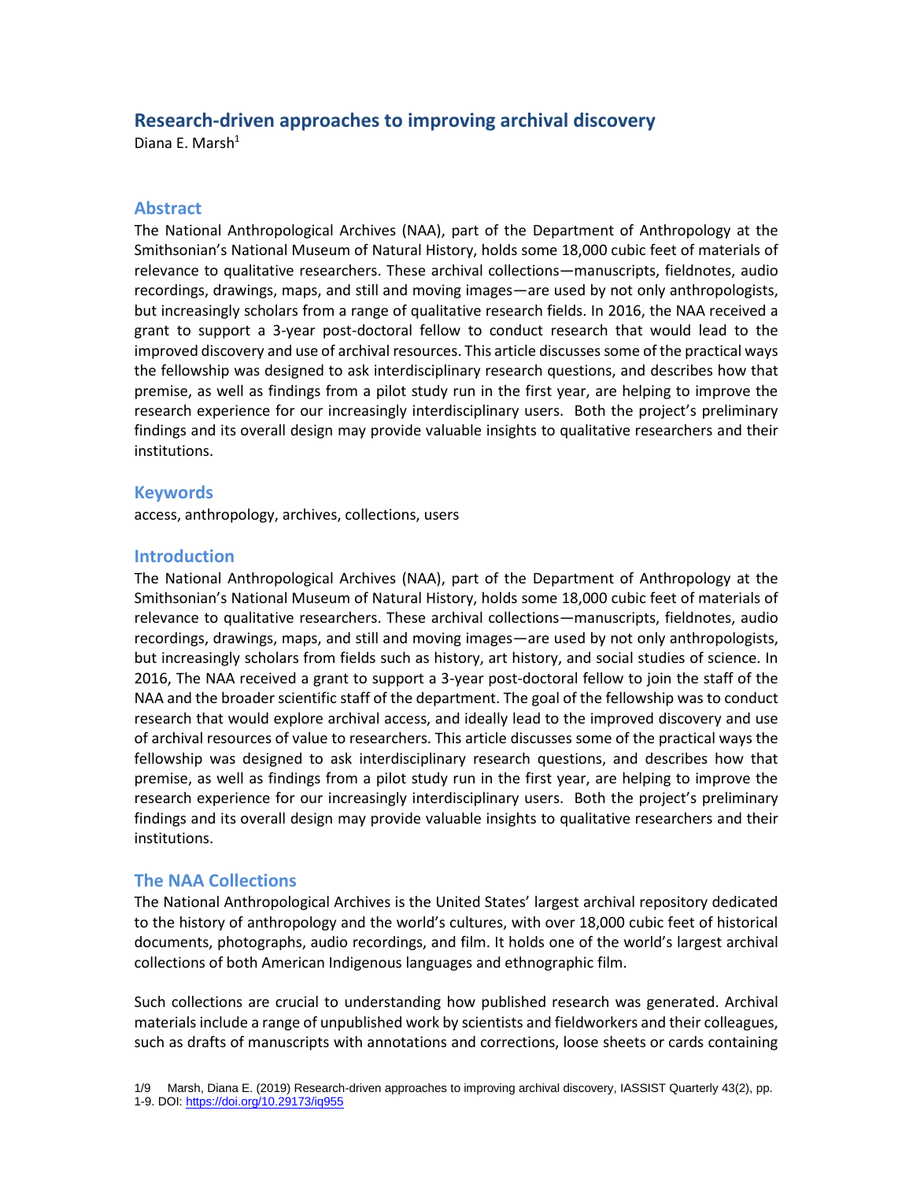# Research-driven approaches to improving archival discovery

Diana E. Marsh[1]

## Abstract

The National Anthropological Archives (NAA), part of the Department of Anthropology at the Smithsonian's National Museum of Natural History, holds some 18,000 cubic feet of materials of relevance to qualitative researchers. These archival collections—manuscripts, fieldnotes, audio recordings, drawings, maps, and still and moving images—are used by not only anthropologists, but increasingly scholars from a range of qualitative research fields. In 2016, the NAA received a grant to support a 3-year post-doctoral fellow to conduct research that would lead to the improved discovery and use of archival resources. This article discusses some of the practical ways the fellowship was designed to ask interdisciplinary research questions, and describes how that premise, as well as findings from a pilot study run in the first year, are helping to improve the research experience for our increasingly interdisciplinary users. Both the project's preliminary findings and its overall design may provide valuable insights to qualitative researchers and their institutions.

## Keywords

access, anthropology, archives, collections, users

## Introduction

The National Anthropological Archives (NAA), part of the Department of Anthropology at the Smithsonian's National Museum of Natural History, holds some 18,000 cubic feet of materials of relevance to qualitative researchers. These archival collections—manuscripts, fieldnotes, audio recordings, drawings, maps, and still and moving images—are used by not only anthropologists, but increasingly scholars from fields such as history, art history, and social studies of science. In 2016, The NAA received a grant to support a 3-year post-doctoral fellow to join the staff of the NAA and the broader scientific staff of the department. The goal of the fellowship was to conduct research that would explore archival access, and ideally lead to the improved discovery and use of archival resources of value to researchers. This article discusses some of the practical ways the fellowship was designed to ask interdisciplinary research questions, and describes how that premise, as well as findings from a pilot study run in the first year, are helping to improve the research experience for our increasingly interdisciplinary users. Both the project's preliminary findings and its overall design may provide valuable insights to qualitative researchers and their institutions.

## The NAA Collections

The National Anthropological Archives is the United States' largest archival repository dedicated to the history of anthropology and the world's cultures, with over 18,000 cubic feet of historical documents, photographs, audio recordings, and film. It holds one of the world's largest archival collections of both American Indigenous languages and ethnographic film.

Such collections are crucial to understanding how published research was generated. Archival materials include a range of unpublished work by scientists and fieldworkers and their colleagues, such as drafts of manuscripts with annotations and corrections, loose sheets or cards containing

Marsh, Diana E. (2019) Research-driven approaches to improving archival discovery, IASSIST Quarterly 43(2), pp. 1-9. DOI: https://doi.org/10.29173/iq955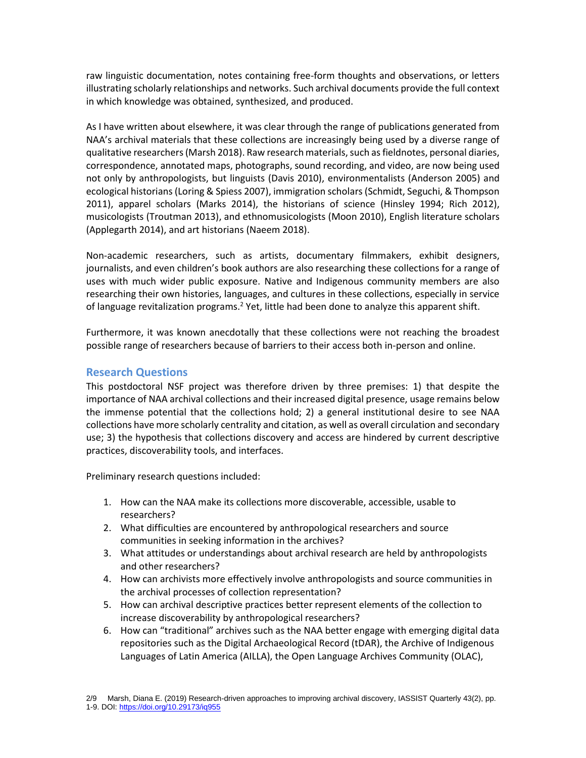raw linguistic documentation, notes containing free-form thoughts and observations, or letters illustrating scholarly relationships and networks. Such archival documents provide the full context in which knowledge was obtained, synthesized, and produced.

As I have written about elsewhere, it was clear through the range of publications generated from NAA's archival materials that these collections are increasingly being used by a diverse range of qualitative researchers (Marsh 2018). Raw research materials, such as fieldnotes, personal diaries, correspondence, annotated maps, photographs, sound recording, and video, are now being used not only by anthropologists, but linguists (Davis 2010), environmentalists (Anderson 2005) and ecological historians (Loring & Spiess 2007), immigration scholars (Schmidt, Seguchi, & Thompson 2011), apparel scholars (Marks 2014), the historians of science (Hinsley 1994; Rich 2012), musicologists (Troutman 2013), and ethnomusicologists (Moon 2010), English literature scholars (Applegarth 2014), and art historians (Naeem 2018).

Non-academic researchers, such as artists, documentary filmmakers, exhibit designers, journalists, and even children's book authors are also researching these collections for a range of uses with much wider public exposure. Native and Indigenous community members are also researching their own histories, languages, and cultures in these collections, especially in service of language revitalization programs.[2] Yet, little had been done to analyze this apparent shift.

Furthermore, it was known anecdotally that these collections were not reaching the broadest possible range of researchers because of barriers to their access both in-person and online.

## Research Questions

This postdoctoral NSF project was therefore driven by three premises: 1) that despite the importance of NAA archival collections and their increased digital presence, usage remains below the immense potential that the collections hold; 2) a general institutional desire to see NAA collections have more scholarly centrality and citation, as well as overall circulation and secondary use; 3) the hypothesis that collections discovery and access are hindered by current descriptive practices, discoverability tools, and interfaces.

Preliminary research questions included:

1. How can the NAA make its collections more discoverable, accessible, usable to researchers?
2. What difficulties are encountered by anthropological researchers and source communities in seeking information in the archives?
3. What attitudes or understandings about archival research are held by anthropologists and other researchers?
4. How can archivists more effectively involve anthropologists and source communities in the archival processes of collection representation?
5. How can archival descriptive practices better represent elements of the collection to increase discoverability by anthropological researchers?
6. How can "traditional" archives such as the NAA better engage with emerging digital data repositories such as the Digital Archaeological Record (tDAR), the Archive of Indigenous Languages of Latin America (AILLA), the Open Language Archives Community (OLAC),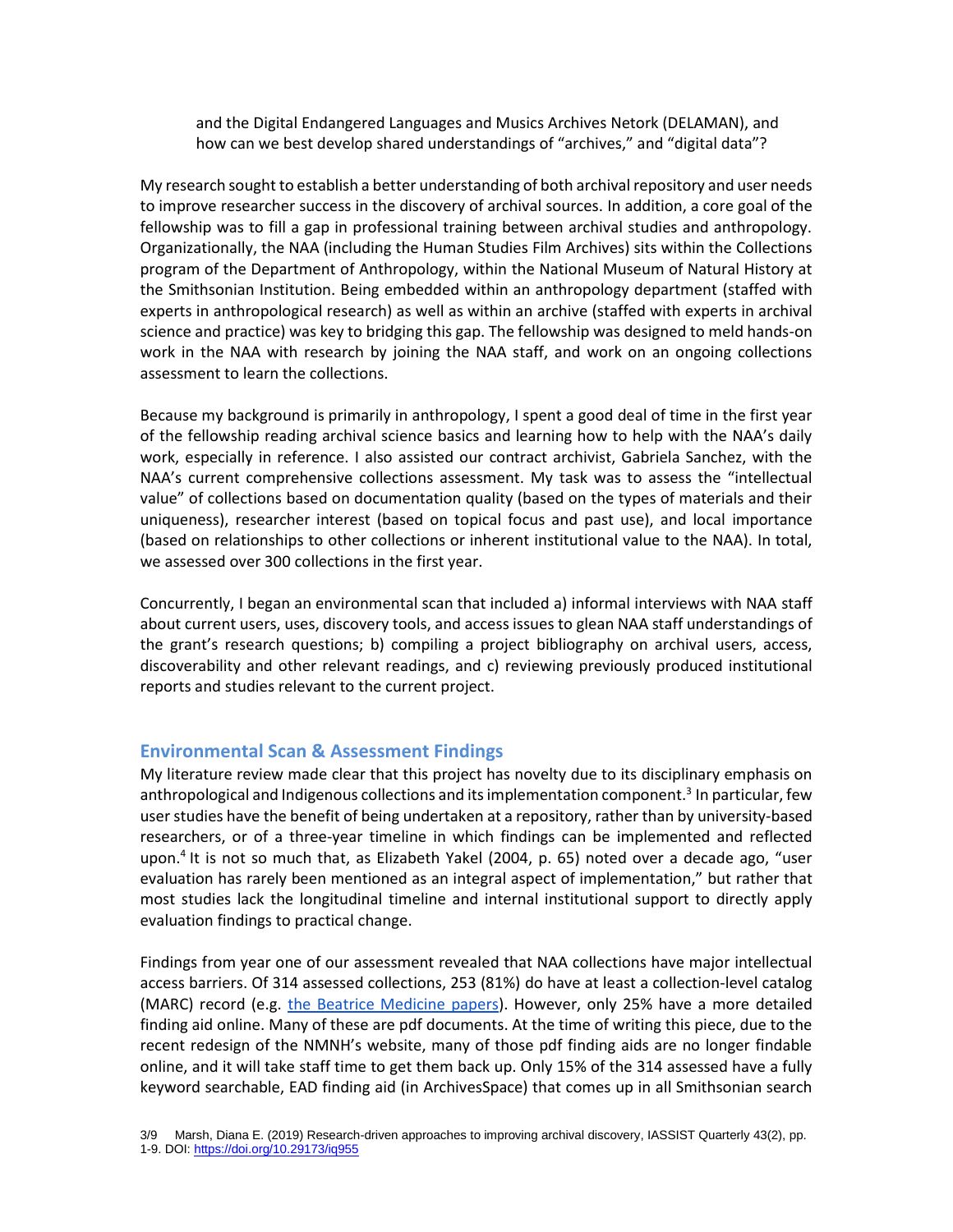and the Digital Endangered Languages and Musics Archives Netork (DELAMAN), and how can we best develop shared understandings of "archives," and "digital data"?

My research sought to establish a better understanding of both archival repository and user needs to improve researcher success in the discovery of archival sources. In addition, a core goal of the fellowship was to fill a gap in professional training between archival studies and anthropology. Organizationally, the NAA (including the Human Studies Film Archives) sits within the Collections program of the Department of Anthropology, within the National Museum of Natural History at the Smithsonian Institution. Being embedded within an anthropology department (staffed with experts in anthropological research) as well as within an archive (staffed with experts in archival science and practice) was key to bridging this gap. The fellowship was designed to meld hands-on work in the NAA with research by joining the NAA staff, and work on an ongoing collections assessment to learn the collections.

Because my background is primarily in anthropology, I spent a good deal of time in the first year of the fellowship reading archival science basics and learning how to help with the NAA's daily work, especially in reference. I also assisted our contract archivist, Gabriela Sanchez, with the NAA's current comprehensive collections assessment. My task was to assess the "intellectual value" of collections based on documentation quality (based on the types of materials and their uniqueness), researcher interest (based on topical focus and past use), and local importance (based on relationships to other collections or inherent institutional value to the NAA). In total, we assessed over 300 collections in the first year.

Concurrently, I began an environmental scan that included a) informal interviews with NAA staff about current users, uses, discovery tools, and access issues to glean NAA staff understandings of the grant's research questions; b) compiling a project bibliography on archival users, access, discoverability and other relevant readings, and c) reviewing previously produced institutional reports and studies relevant to the current project.

## Environmental Scan & Assessment Findings

My literature review made clear that this project has novelty due to its disciplinary emphasis on anthropological and Indigenous collections and its implementation component.[3] In particular, few user studies have the benefit of being undertaken at a repository, rather than by university-based researchers, or of a three-year timeline in which findings can be implemented and reflected upon.[4] It is not so much that, as Elizabeth Yakel (2004, p. 65) noted over a decade ago, "user evaluation has rarely been mentioned as an integral aspect of implementation," but rather that most studies lack the longitudinal timeline and internal institutional support to directly apply evaluation findings to practical change.

Findings from year one of our assessment revealed that NAA collections have major intellectual access barriers. Of 314 assessed collections, 253 (81%) do have at least a collection-level catalog (MARC) record (e.g. [the Beatrice Medicine papers]). However, only 25% have a more detailed finding aid online. Many of these are pdf documents. At the time of writing this piece, due to the recent redesign of the NMNH's website, many of those pdf finding aids are no longer findable online, and it will take staff time to get them back up. Only 15% of the 314 assessed have a fully keyword searchable, EAD finding aid (in ArchivesSpace) that comes up in all Smithsonian search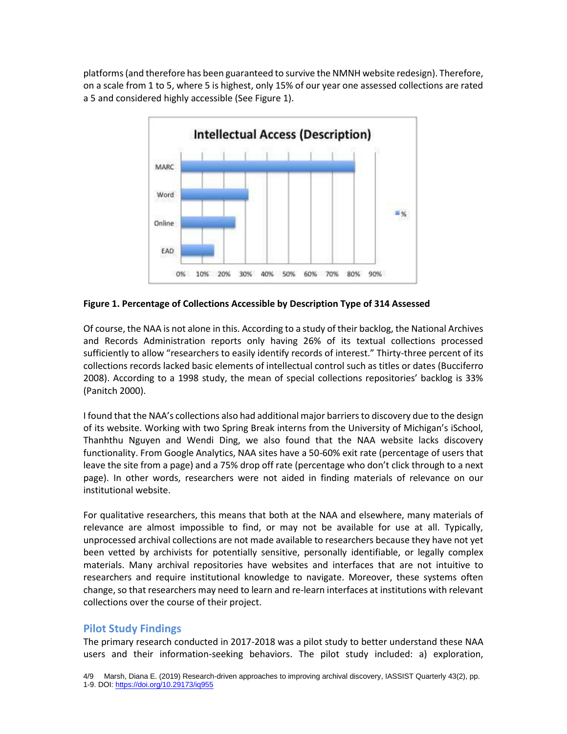platforms (and therefore has been guaranteed to survive the NMNH website redesign). Therefore, on a scale from 1 to 5, where 5 is highest, only 15% of our year one assessed collections are rated a 5 and considered highly accessible (See Figure 1).

**Figure 1. Percentage of Collections Accessible by Description Type of 314 Assessed**

Of course, the NAA is not alone in this. According to a study of their backlog, the National Archives and Records Administration reports only having 26% of its textual collections processed sufficiently to allow "researchers to easily identify records of interest." Thirty-three percent of its collections records lacked basic elements of intellectual control such as titles or dates (Bucciferro 2008). According to a 1998 study, the mean of special collections repositories' backlog is 33% (Panitch 2000).

I found that the NAA's collections also had additional major barriers to discovery due to the design of its website. Working with two Spring Break interns from the University of Michigan's iSchool, Thanhthu Nguyen and Wendi Ding, we also found that the NAA website lacks discovery functionality. From Google Analytics, NAA sites have a 50-60% exit rate (percentage of users that leave the site from a page) and a 75% drop off rate (percentage who don't click through to a next page). In other words, researchers were not aided in finding materials of relevance on our institutional website.

For qualitative researchers, this means that both at the NAA and elsewhere, many materials of relevance are almost impossible to find, or may not be available for use at all. Typically, unprocessed archival collections are not made available to researchers because they have not yet been vetted by archivists for potentially sensitive, personally identifiable, or legally complex materials. Many archival repositories have websites and interfaces that are not intuitive to researchers and require institutional knowledge to navigate. Moreover, these systems often change, so that researchers may need to learn and re-learn interfaces at institutions with relevant collections over the course of their project.

## Pilot Study Findings

The primary research conducted in 2017-2018 was a pilot study to better understand these NAA users and their information-seeking behaviors. The pilot study included: a) exploration,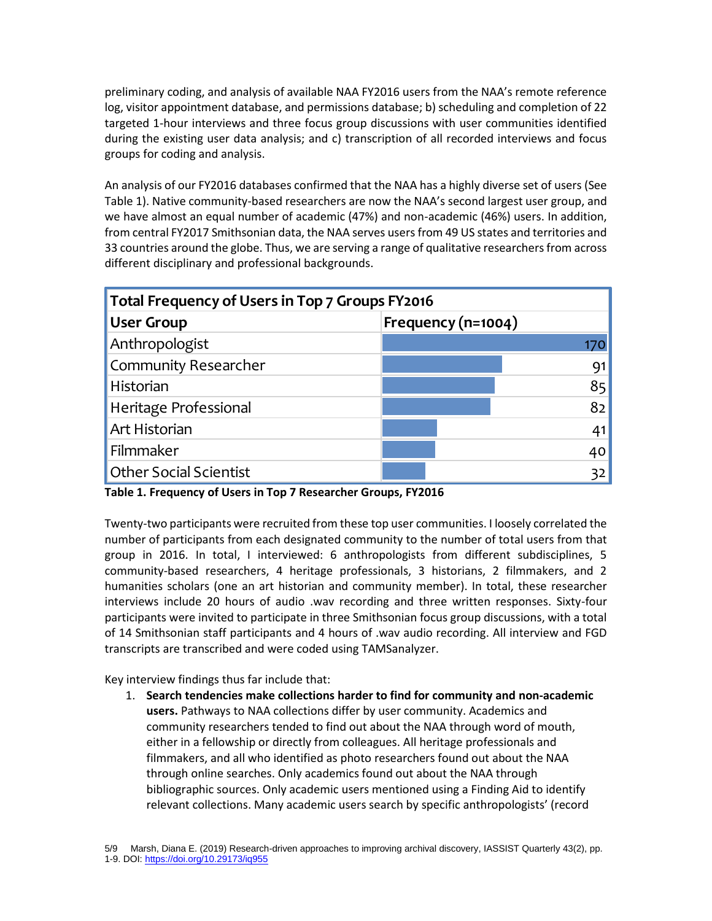preliminary coding, and analysis of available NAA FY2016 users from the NAA's remote reference log, visitor appointment database, and permissions database; b) scheduling and completion of 22 targeted 1-hour interviews and three focus group discussions with user communities identified during the existing user data analysis; and c) transcription of all recorded interviews and focus groups for coding and analysis.

An analysis of our FY2016 databases confirmed that the NAA has a highly diverse set of users (See Table 1). Native community-based researchers are now the NAA's second largest user group, and we have almost an equal number of academic (47%) and non-academic (46%) users. In addition, from central FY2017 Smithsonian data, the NAA serves users from 49 US states and territories and 33 countries around the globe. Thus, we are serving a range of qualitative researchers from across different disciplinary and professional backgrounds.

| Total Frequency of Users in Top 7 Groups FY2016 | |
|---|---|
| **User Group** | **Frequency (n=1004)** |
| Anthropologist | 170 |
| Community Researcher | 91 |
| Historian | 85 |
| Heritage Professional | 82 |
| Art Historian | 41 |
| Filmmaker | 40 |
| Other Social Scientist | 32 |

**Table 1. Frequency of Users in Top 7 Researcher Groups, FY2016**

Twenty-two participants were recruited from these top user communities. I loosely correlated the number of participants from each designated community to the number of total users from that group in 2016. In total, I interviewed: 6 anthropologists from different subdisciplines, 5 community-based researchers, 4 heritage professionals, 3 historians, 2 filmmakers, and 2 humanities scholars (one an art historian and community member). In total, these researcher interviews include 20 hours of audio .wav recording and three written responses. Sixty-four participants were invited to participate in three Smithsonian focus group discussions, with a total of 14 Smithsonian staff participants and 4 hours of .wav audio recording. All interview and FGD transcripts are transcribed and were coded using TAMSanalyzer.

Key interview findings thus far include that:

1. **Search tendencies make collections harder to find for community and non-academic users.** Pathways to NAA collections differ by user community. Academics and community researchers tended to find out about the NAA through word of mouth, either in a fellowship or directly from colleagues. All heritage professionals and filmmakers, and all who identified as photo researchers found out about the NAA through online searches. Only academics found out about the NAA through bibliographic sources. Only academic users mentioned using a Finding Aid to identify relevant collections. Many academic users search by specific anthropologists' (record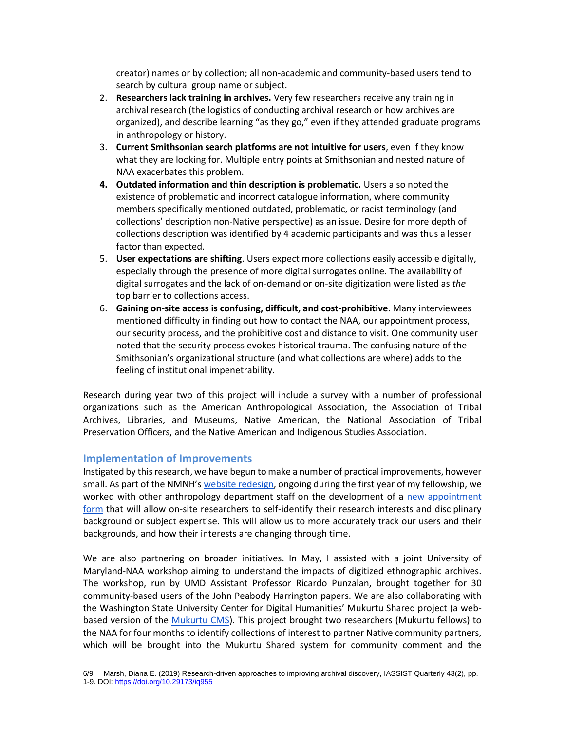creator) names or by collection; all non-academic and community-based users tend to search by cultural group name or subject.

2. **Researchers lack training in archives.** Very few researchers receive any training in archival research (the logistics of conducting archival research or how archives are organized), and describe learning "as they go," even if they attended graduate programs in anthropology or history.
3. **Current Smithsonian search platforms are not intuitive for users**, even if they know what they are looking for. Multiple entry points at Smithsonian and nested nature of NAA exacerbates this problem.
4. **Outdated information and thin description is problematic.** Users also noted the existence of problematic and incorrect catalogue information, where community members specifically mentioned outdated, problematic, or racist terminology (and collections' description non-Native perspective) as an issue. Desire for more depth of collections description was identified by 4 academic participants and was thus a lesser factor than expected.
5. **User expectations are shifting**. Users expect more collections easily accessible digitally, especially through the presence of more digital surrogates online. The availability of digital surrogates and the lack of on-demand or on-site digitization were listed as *the* top barrier to collections access.
6. **Gaining on-site access is confusing, difficult, and cost-prohibitive**. Many interviewees mentioned difficulty in finding out how to contact the NAA, our appointment process, our security process, and the prohibitive cost and distance to visit. One community user noted that the security process evokes historical trauma. The confusing nature of the Smithsonian's organizational structure (and what collections are where) adds to the feeling of institutional impenetrability.

Research during year two of this project will include a survey with a number of professional organizations such as the American Anthropological Association, the Association of Tribal Archives, Libraries, and Museums, Native American, the National Association of Tribal Preservation Officers, and the Native American and Indigenous Studies Association.

## Implementation of Improvements

Instigated by this research, we have begun to make a number of practical improvements, however small. As part of the NMNH's website redesign, ongoing during the first year of my fellowship, we worked with other anthropology department staff on the development of a new appointment form that will allow on-site researchers to self-identify their research interests and disciplinary background or subject expertise. This will allow us to more accurately track our users and their backgrounds, and how their interests are changing through time.

We are also partnering on broader initiatives. In May, I assisted with a joint University of Maryland-NAA workshop aiming to understand the impacts of digitized ethnographic archives. The workshop, run by UMD Assistant Professor Ricardo Punzalan, brought together for 30 community-based users of the John Peabody Harrington papers. We are also collaborating with the Washington State University Center for Digital Humanities' Mukurtu Shared project (a web-based version of the Mukurtu CMS). This project brought two researchers (Mukurtu fellows) to the NAA for four months to identify collections of interest to partner Native community partners, which will be brought into the Mukurtu Shared system for community comment and the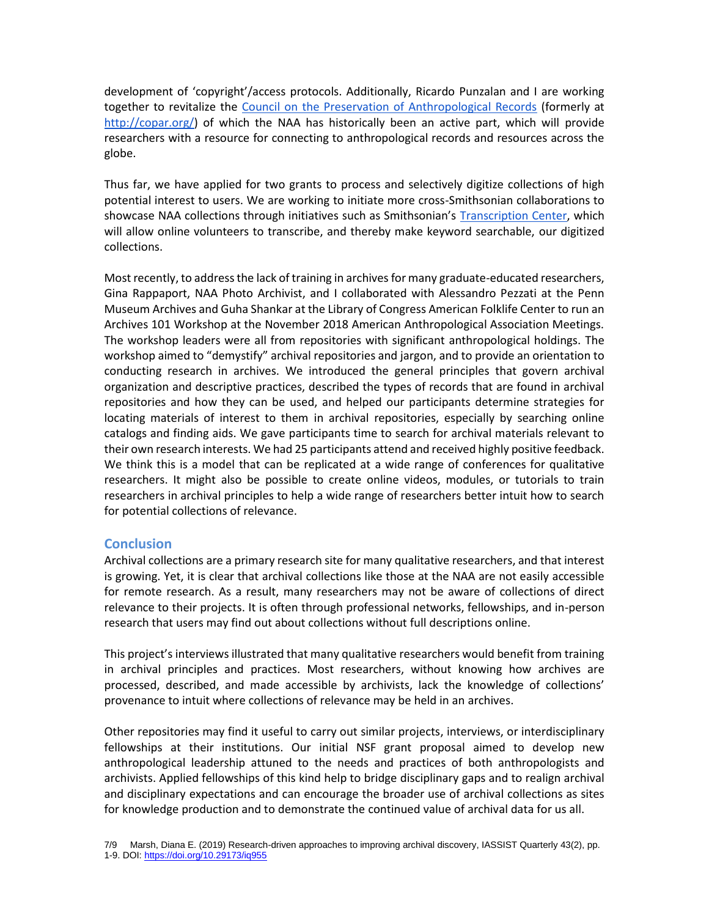development of 'copyright'/access protocols. Additionally, Ricardo Punzalan and I are working together to revitalize the [Council on the Preservation of Anthropological Records](http://copar.org/) (formerly at [http://copar.org/](http://copar.org/)) of which the NAA has historically been an active part, which will provide researchers with a resource for connecting to anthropological records and resources across the globe.

Thus far, we have applied for two grants to process and selectively digitize collections of high potential interest to users. We are working to initiate more cross-Smithsonian collaborations to showcase NAA collections through initiatives such as Smithsonian's Transcription Center, which will allow online volunteers to transcribe, and thereby make keyword searchable, our digitized collections.

Most recently, to address the lack of training in archives for many graduate-educated researchers, Gina Rappaport, NAA Photo Archivist, and I collaborated with Alessandro Pezzati at the Penn Museum Archives and Guha Shankar at the Library of Congress American Folklife Center to run an Archives 101 Workshop at the November 2018 American Anthropological Association Meetings. The workshop leaders were all from repositories with significant anthropological holdings. The workshop aimed to "demystify" archival repositories and jargon, and to provide an orientation to conducting research in archives. We introduced the general principles that govern archival organization and descriptive practices, described the types of records that are found in archival repositories and how they can be used, and helped our participants determine strategies for locating materials of interest to them in archival repositories, especially by searching online catalogs and finding aids. We gave participants time to search for archival materials relevant to their own research interests. We had 25 participants attend and received highly positive feedback. We think this is a model that can be replicated at a wide range of conferences for qualitative researchers. It might also be possible to create online videos, modules, or tutorials to train researchers in archival principles to help a wide range of researchers better intuit how to search for potential collections of relevance.

## Conclusion

Archival collections are a primary research site for many qualitative researchers, and that interest is growing. Yet, it is clear that archival collections like those at the NAA are not easily accessible for remote research. As a result, many researchers may not be aware of collections of direct relevance to their projects. It is often through professional networks, fellowships, and in-person research that users may find out about collections without full descriptions online.

This project's interviews illustrated that many qualitative researchers would benefit from training in archival principles and practices. Most researchers, without knowing how archives are processed, described, and made accessible by archivists, lack the knowledge of collections' provenance to intuit where collections of relevance may be held in an archives.

Other repositories may find it useful to carry out similar projects, interviews, or interdisciplinary fellowships at their institutions. Our initial NSF grant proposal aimed to develop new anthropological leadership attuned to the needs and practices of both anthropologists and archivists. Applied fellowships of this kind help to bridge disciplinary gaps and to realign archival and disciplinary expectations and can encourage the broader use of archival collections as sites for knowledge production and to demonstrate the continued value of archival data for us all.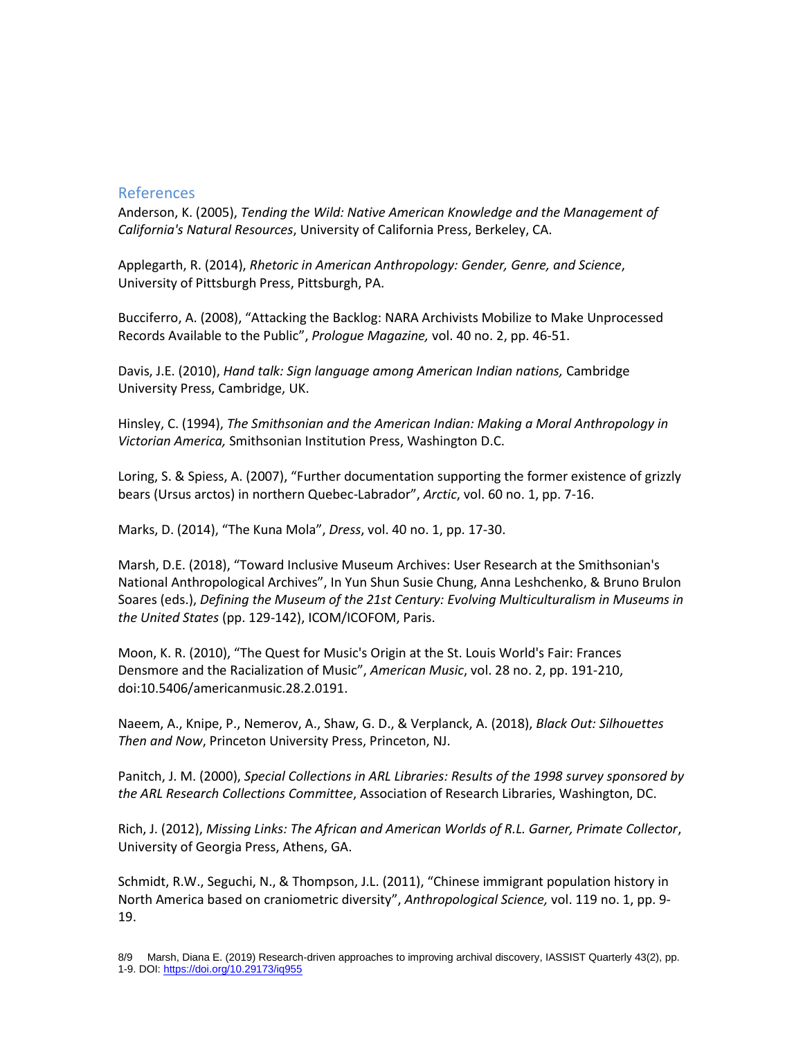## References

Anderson, K. (2005), *Tending the Wild: Native American Knowledge and the Management of California's Natural Resources*, University of California Press, Berkeley, CA.

Applegarth, R. (2014), *Rhetoric in American Anthropology: Gender, Genre, and Science*, University of Pittsburgh Press, Pittsburgh, PA.

Bucciferro, A. (2008), "Attacking the Backlog: NARA Archivists Mobilize to Make Unprocessed Records Available to the Public", *Prologue Magazine,* vol. 40 no. 2, pp. 46-51.

Davis, J.E. (2010), *Hand talk: Sign language among American Indian nations,* Cambridge University Press, Cambridge, UK.

Hinsley, C. (1994), *The Smithsonian and the American Indian: Making a Moral Anthropology in Victorian America,* Smithsonian Institution Press, Washington D.C.

Loring, S. & Spiess, A. (2007), "Further documentation supporting the former existence of grizzly bears (Ursus arctos) in northern Quebec-Labrador", *Arctic*, vol. 60 no. 1, pp. 7-16.

Marks, D. (2014), "The Kuna Mola", *Dress*, vol. 40 no. 1, pp. 17-30.

Marsh, D.E. (2018), "Toward Inclusive Museum Archives: User Research at the Smithsonian's National Anthropological Archives", In Yun Shun Susie Chung, Anna Leshchenko, & Bruno Brulon Soares (eds.), *Defining the Museum of the 21st Century: Evolving Multiculturalism in Museums in the United States* (pp. 129-142), ICOM/ICOFOM, Paris.

Moon, K. R. (2010), "The Quest for Music's Origin at the St. Louis World's Fair: Frances Densmore and the Racialization of Music", *American Music*, vol. 28 no. 2, pp. 191-210, doi:10.5406/americanmusic.28.2.0191.

Naeem, A., Knipe, P., Nemerov, A., Shaw, G. D., & Verplanck, A. (2018), *Black Out: Silhouettes Then and Now*, Princeton University Press, Princeton, NJ.

Panitch, J. M. (2000), *Special Collections in ARL Libraries: Results of the 1998 survey sponsored by the ARL Research Collections Committee*, Association of Research Libraries, Washington, DC.

Rich, J. (2012), *Missing Links: The African and American Worlds of R.L. Garner, Primate Collector*, University of Georgia Press, Athens, GA.

Schmidt, R.W., Seguchi, N., & Thompson, J.L. (2011), "Chinese immigrant population history in North America based on craniometric diversity", *Anthropological Science,* vol. 119 no. 1, pp. 9-19.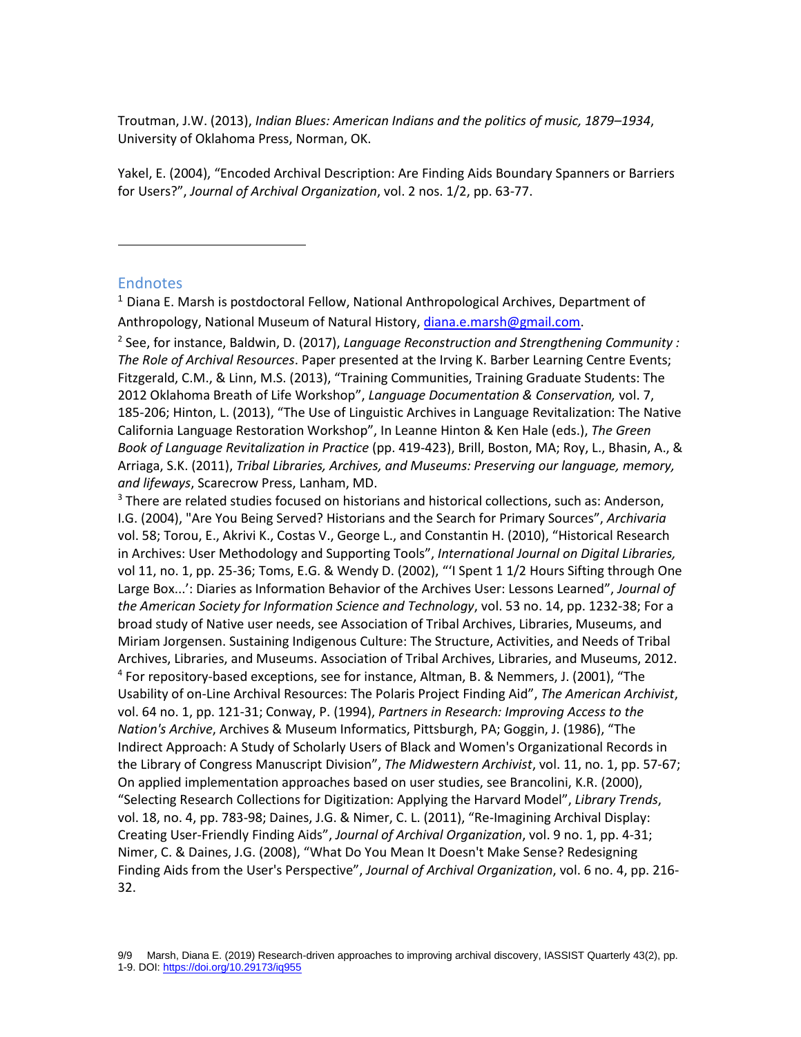Troutman, J.W. (2013), *Indian Blues: American Indians and the politics of music, 1879–1934*, University of Oklahoma Press, Norman, OK.

Yakel, E. (2004), "Encoded Archival Description: Are Finding Aids Boundary Spanners or Barriers for Users?", *Journal of Archival Organization*, vol. 2 nos. 1/2, pp. 63-77.

---

## Endnotes

[1] Diana E. Marsh is postdoctoral Fellow, National Anthropological Archives, Department of Anthropology, National Museum of Natural History, diana.e.marsh@gmail.com.

[2] See, for instance, Baldwin, D. (2017), *Language Reconstruction and Strengthening Community : The Role of Archival Resources*. Paper presented at the Irving K. Barber Learning Centre Events; Fitzgerald, C.M., & Linn, M.S. (2013), "Training Communities, Training Graduate Students: The 2012 Oklahoma Breath of Life Workshop", *Language Documentation & Conservation,* vol. 7, 185-206; Hinton, L. (2013), "The Use of Linguistic Archives in Language Revitalization: The Native California Language Restoration Workshop", In Leanne Hinton & Ken Hale (eds.), *The Green Book of Language Revitalization in Practice* (pp. 419-423), Brill, Boston, MA; Roy, L., Bhasin, A., & Arriaga, S.K. (2011), *Tribal Libraries, Archives, and Museums: Preserving our language, memory, and lifeways*, Scarecrow Press, Lanham, MD.

[3] There are related studies focused on historians and historical collections, such as: Anderson, I.G. (2004), "Are You Being Served? Historians and the Search for Primary Sources", *Archivaria* vol. 58; Torou, E., Akrivi K., Costas V., George L., and Constantin H. (2010), "Historical Research in Archives: User Methodology and Supporting Tools", *International Journal on Digital Libraries,* vol 11, no. 1, pp. 25-36; Toms, E.G. & Wendy D. (2002), "'I Spent 1 1/2 Hours Sifting through One Large Box...': Diaries as Information Behavior of the Archives User: Lessons Learned", *Journal of the American Society for Information Science and Technology*, vol. 53 no. 14, pp. 1232-38; For a broad study of Native user needs, see Association of Tribal Archives, Libraries, Museums, and Miriam Jorgensen. Sustaining Indigenous Culture: The Structure, Activities, and Needs of Tribal Archives, Libraries, and Museums. Association of Tribal Archives, Libraries, and Museums, 2012.

[4] For repository-based exceptions, see for instance, Altman, B. & Nemmers, J. (2001), "The Usability of on-Line Archival Resources: The Polaris Project Finding Aid", *The American Archivist*, vol. 64 no. 1, pp. 121-31; Conway, P. (1994), *Partners in Research: Improving Access to the Nation's Archive*, Archives & Museum Informatics, Pittsburgh, PA; Goggin, J. (1986), "The Indirect Approach: A Study of Scholarly Users of Black and Women's Organizational Records in the Library of Congress Manuscript Division", *The Midwestern Archivist*, vol. 11, no. 1, pp. 57-67; On applied implementation approaches based on user studies, see Brancolini, K.R. (2000), "Selecting Research Collections for Digitization: Applying the Harvard Model", *Library Trends*, vol. 18, no. 4, pp. 783-98; Daines, J.G. & Nimer, C. L. (2011), "Re-Imagining Archival Display: Creating User-Friendly Finding Aids", *Journal of Archival Organization*, vol. 9 no. 1, pp. 4-31; Nimer, C. & Daines, J.G. (2008), "What Do You Mean It Doesn't Make Sense? Redesigning Finding Aids from the User's Perspective", *Journal of Archival Organization*, vol. 6 no. 4, pp. 216-32.